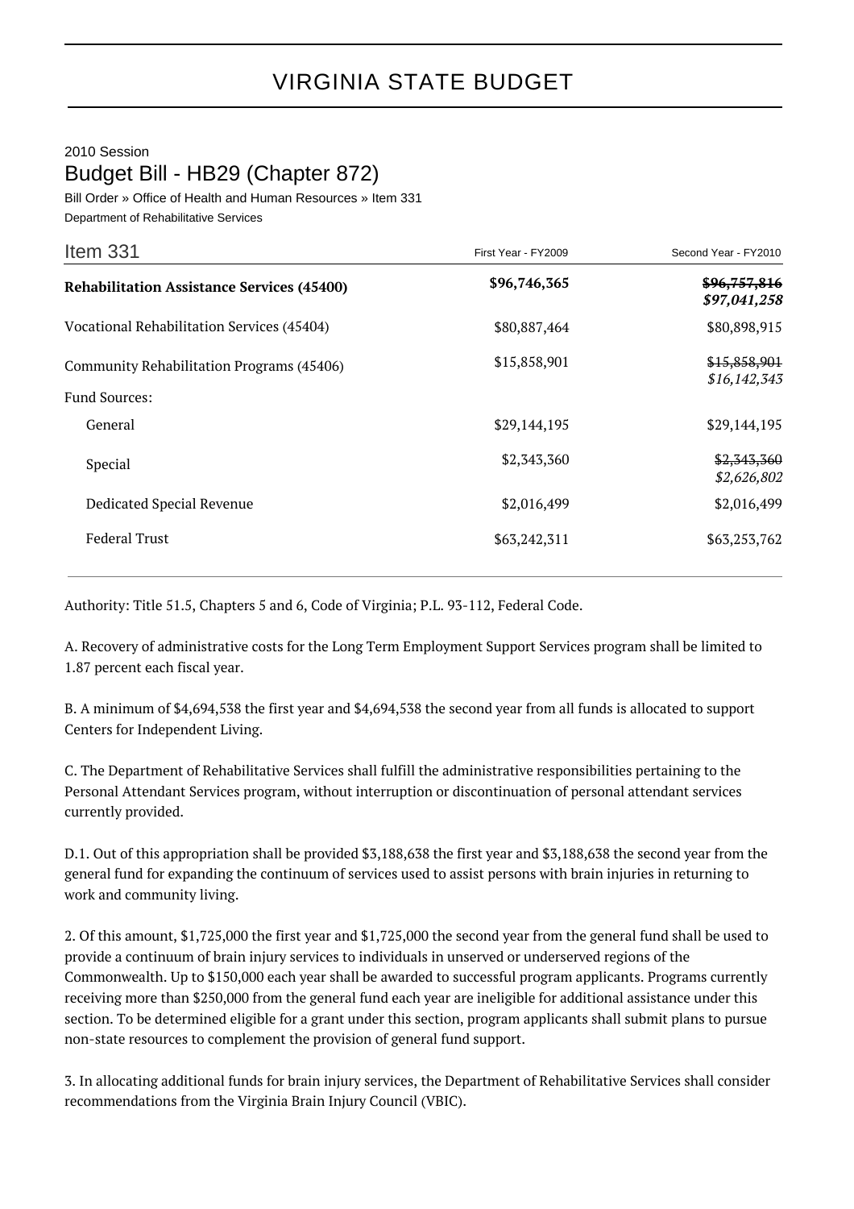# VIRGINIA STATE BUDGET

2010 Session

## Budget Bill - HB29 (Chapter 872)

Bill Order » Office of Health and Human Resources » Item 331

Department of Rehabilitative Services

| Item 331 | First Year - FY2009 | Second Year - FY2010 |
|---|---|---|
| **Rehabilitation Assistance Services (45400)** | **$96,746,365** | ~~$96,757,816~~ ***$97,041,258*** |
| Vocational Rehabilitation Services (45404) | $80,887,464 | $80,898,915 |
| Community Rehabilitation Programs (45406) | $15,858,901 | ~~$15,858,901~~ *$16,142,343* |
| Fund Sources: | | |
| General | $29,144,195 | $29,144,195 |
| Special | $2,343,360 | ~~$2,343,360~~ *$2,626,802* |
| Dedicated Special Revenue | $2,016,499 | $2,016,499 |
| Federal Trust | $63,242,311 | $63,253,762 |

Authority: Title 51.5, Chapters 5 and 6, Code of Virginia; P.L. 93-112, Federal Code.

A. Recovery of administrative costs for the Long Term Employment Support Services program shall be limited to 1.87 percent each fiscal year.

B. A minimum of $4,694,538 the first year and $4,694,538 the second year from all funds is allocated to support Centers for Independent Living.

C. The Department of Rehabilitative Services shall fulfill the administrative responsibilities pertaining to the Personal Attendant Services program, without interruption or discontinuation of personal attendant services currently provided.

D.1. Out of this appropriation shall be provided $3,188,638 the first year and $3,188,638 the second year from the general fund for expanding the continuum of services used to assist persons with brain injuries in returning to work and community living.

2. Of this amount, $1,725,000 the first year and $1,725,000 the second year from the general fund shall be used to provide a continuum of brain injury services to individuals in unserved or underserved regions of the Commonwealth. Up to $150,000 each year shall be awarded to successful program applicants. Programs currently receiving more than $250,000 from the general fund each year are ineligible for additional assistance under this section. To be determined eligible for a grant under this section, program applicants shall submit plans to pursue non-state resources to complement the provision of general fund support.

3. In allocating additional funds for brain injury services, the Department of Rehabilitative Services shall consider recommendations from the Virginia Brain Injury Council (VBIC).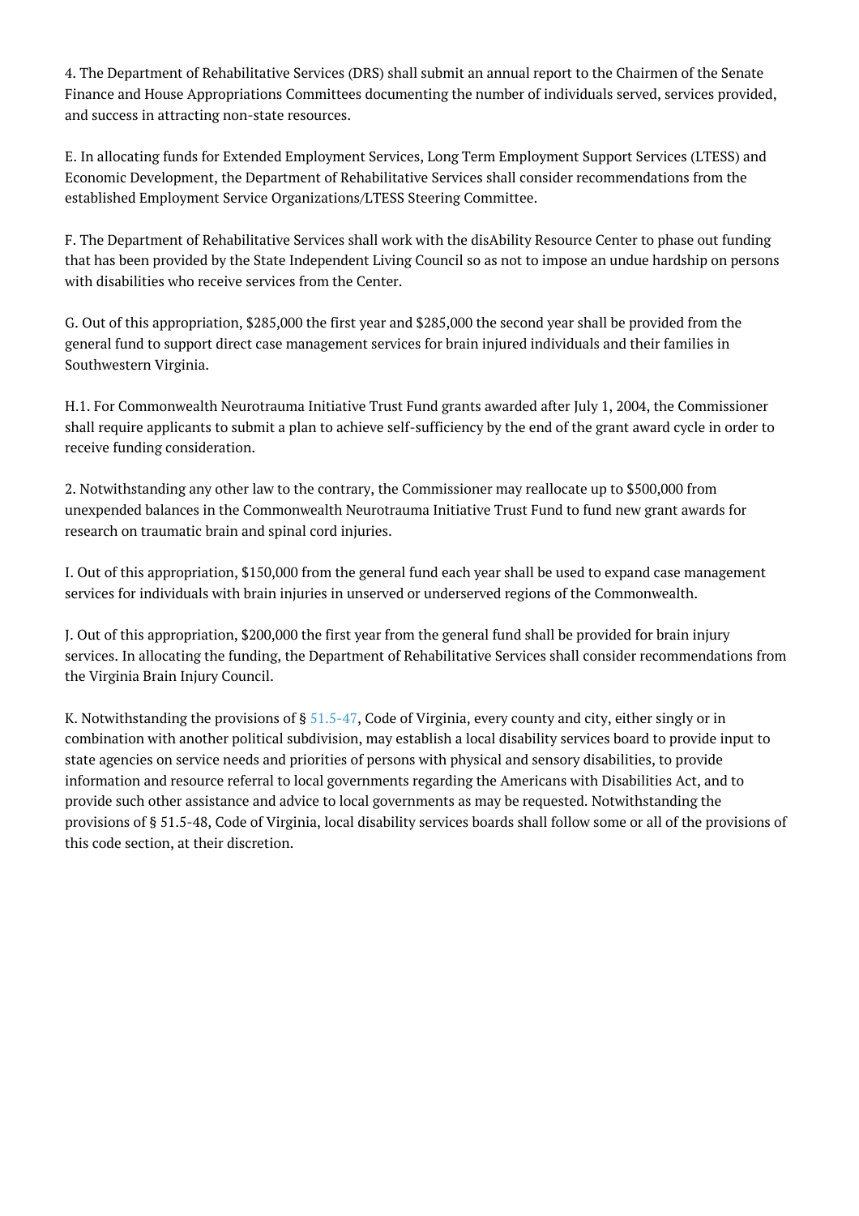4. The Department of Rehabilitative Services (DRS) shall submit an annual report to the Chairmen of the Senate Finance and House Appropriations Committees documenting the number of individuals served, services provided, and success in attracting non-state resources.

E. In allocating funds for Extended Employment Services, Long Term Employment Support Services (LTESS) and Economic Development, the Department of Rehabilitative Services shall consider recommendations from the established Employment Service Organizations/LTESS Steering Committee.

F. The Department of Rehabilitative Services shall work with the disAbility Resource Center to phase out funding that has been provided by the State Independent Living Council so as not to impose an undue hardship on persons with disabilities who receive services from the Center.

G. Out of this appropriation, $285,000 the first year and $285,000 the second year shall be provided from the general fund to support direct case management services for brain injured individuals and their families in Southwestern Virginia.

H.1. For Commonwealth Neurotrauma Initiative Trust Fund grants awarded after July 1, 2004, the Commissioner shall require applicants to submit a plan to achieve self-sufficiency by the end of the grant award cycle in order to receive funding consideration.

2. Notwithstanding any other law to the contrary, the Commissioner may reallocate up to $500,000 from unexpended balances in the Commonwealth Neurotrauma Initiative Trust Fund to fund new grant awards for research on traumatic brain and spinal cord injuries.

I. Out of this appropriation, $150,000 from the general fund each year shall be used to expand case management services for individuals with brain injuries in unserved or underserved regions of the Commonwealth.

J. Out of this appropriation, $200,000 the first year from the general fund shall be provided for brain injury services. In allocating the funding, the Department of Rehabilitative Services shall consider recommendations from the Virginia Brain Injury Council.

K. Notwithstanding the provisions of § 51.5-47, Code of Virginia, every county and city, either singly or in combination with another political subdivision, may establish a local disability services board to provide input to state agencies on service needs and priorities of persons with physical and sensory disabilities, to provide information and resource referral to local governments regarding the Americans with Disabilities Act, and to provide such other assistance and advice to local governments as may be requested. Notwithstanding the provisions of § 51.5-48, Code of Virginia, local disability services boards shall follow some or all of the provisions of this code section, at their discretion.